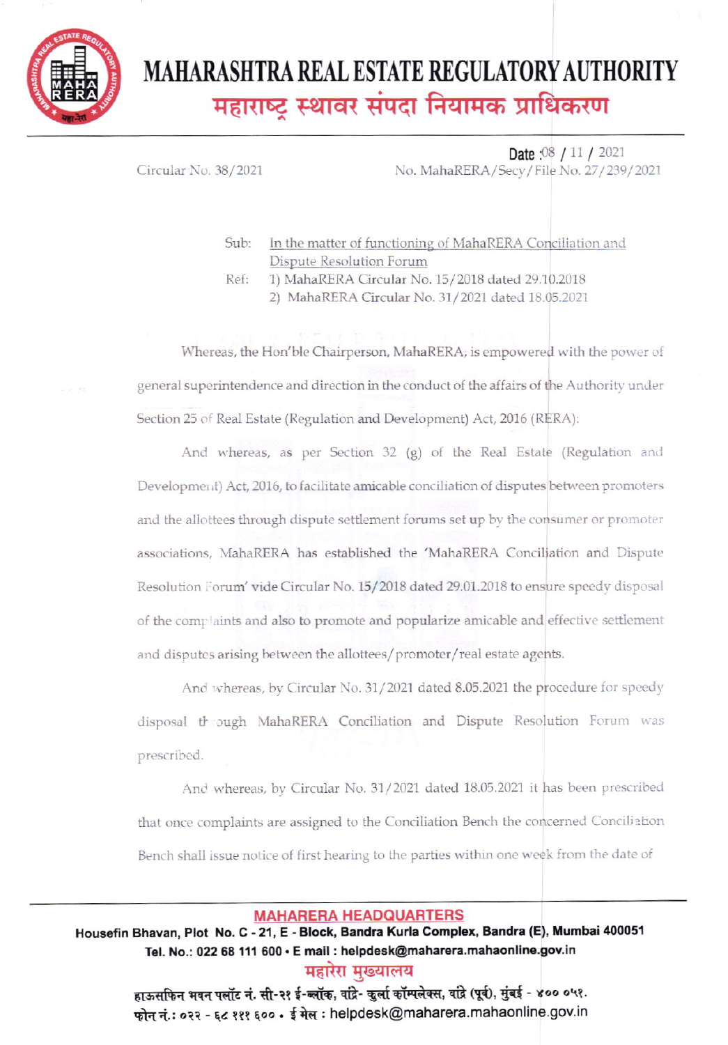# MAHARASHTRA REAL ESTATE REGULATORY AUTHORITY

# महाराष्ट्र स्थावर संपदा नियामक प्राधिकरण

Circular No. 38/2021

Date :08 / 11 / 2021

No. MahaRERA/Secy/File No. 27/239/2021

Sub: In the matter of functioning of MahaRERA Conciliation and Dispute Resolution Forum

Ref: 1) MahaRERA Circular No. 15/2018 dated 29.10.2018
2) MahaRERA Circular No. 31/2021 dated 18.05.2021

Whereas, the Hon'ble Chairperson, MahaRERA, is empowered with the power of general superintendence and direction in the conduct of the affairs of the Authority under Section 25 of Real Estate (Regulation and Development) Act, 2016 (RERA):

And whereas, as per Section 32 (g) of the Real Estate (Regulation and Development) Act, 2016, to facilitate amicable conciliation of disputes between promoters and the allottees through dispute settlement forums set up by the consumer or promoter associations, MahaRERA has established the 'MahaRERA Conciliation and Dispute Resolution Forum' vide Circular No. 15/2018 dated 29.01.2018 to ensure speedy disposal of the complaints and also to promote and popularize amicable and effective settlement and disputes arising between the allottees/promoter/real estate agents.

And whereas, by Circular No. 31/2021 dated 8.05.2021 the procedure for speedy disposal through MahaRERA Conciliation and Dispute Resolution Forum was prescribed.

And whereas, by Circular No. 31/2021 dated 18.05.2021 it has been prescribed that once complaints are assigned to the Conciliation Bench the concerned Conciliation Bench shall issue notice of first hearing to the parties within one week from the date of

**MAHARERA HEADQUARTERS**

**Housefin Bhavan, Plot No. C - 21, E - Block, Bandra Kurla Complex, Bandra (E), Mumbai 400051**
**Tel. No.: 022 68 111 600 • E mail : helpdesk@maharera.mahaonline.gov.in**

**महारेरा मुख्यालय**

**हाऊसफिन भवन प्लॉट नं. सी-२१ ई-ब्लॉक, वांद्रे- कुर्ला कॉम्पलेक्स, वांद्रे (पूर्व), मुंबई - ४०० ०५१.**
**फोन नं.: ०२२ - ६८ १११ ६०० • ई मेल : helpdesk@maharera.mahaonline.gov.in**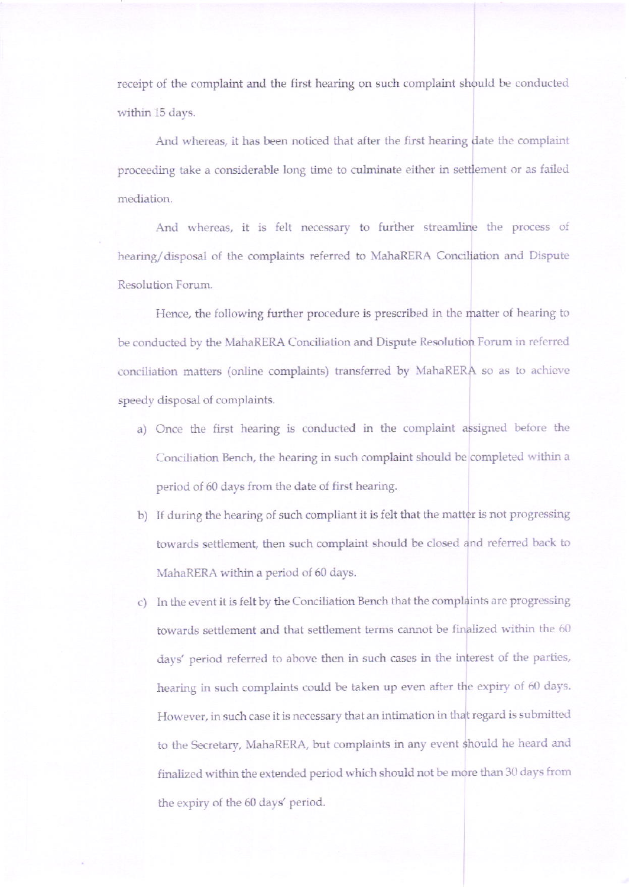receipt of the complaint and the first hearing on such complaint should be conducted within 15 days.

And whereas, it has been noticed that after the first hearing date the complaint proceeding take a considerable long time to culminate either in settlement or as failed mediation.

And whereas, it is felt necessary to further streamline the process of hearing/disposal of the complaints referred to MahaRERA Conciliation and Dispute Resolution Forum.

Hence, the following further procedure is prescribed in the matter of hearing to be conducted by the MahaRERA Conciliation and Dispute Resolution Forum in referred conciliation matters (online complaints) transferred by MahaRERA so as to achieve speedy disposal of complaints.

a) Once the first hearing is conducted in the complaint assigned before the Conciliation Bench, the hearing in such complaint should be completed within a period of 60 days from the date of first hearing.

b) If during the hearing of such compliant it is felt that the matter is not progressing towards settlement, then such complaint should be closed and referred back to MahaRERA within a period of 60 days.

c) In the event it is felt by the Conciliation Bench that the complaints are progressing towards settlement and that settlement terms cannot be finalized within the 60 days' period referred to above then in such cases in the interest of the parties, hearing in such complaints could be taken up even after the expiry of 60 days. However, in such case it is necessary that an intimation in that regard is submitted to the Secretary, MahaRERA, but complaints in any event should he heard and finalized within the extended period which should not be more than 30 days from the expiry of the 60 days' period.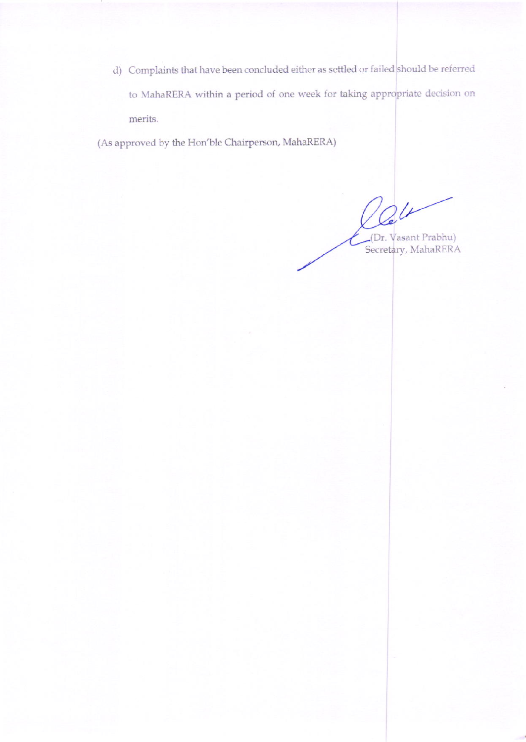d) Complaints that have been concluded either as settled or failed should be referred to MahaRERA within a period of one week for taking appropriate decision on merits.

(As approved by the Hon'ble Chairperson, MahaRERA)

(Dr. Vasant Prabhu)
Secretary, MahaRERA